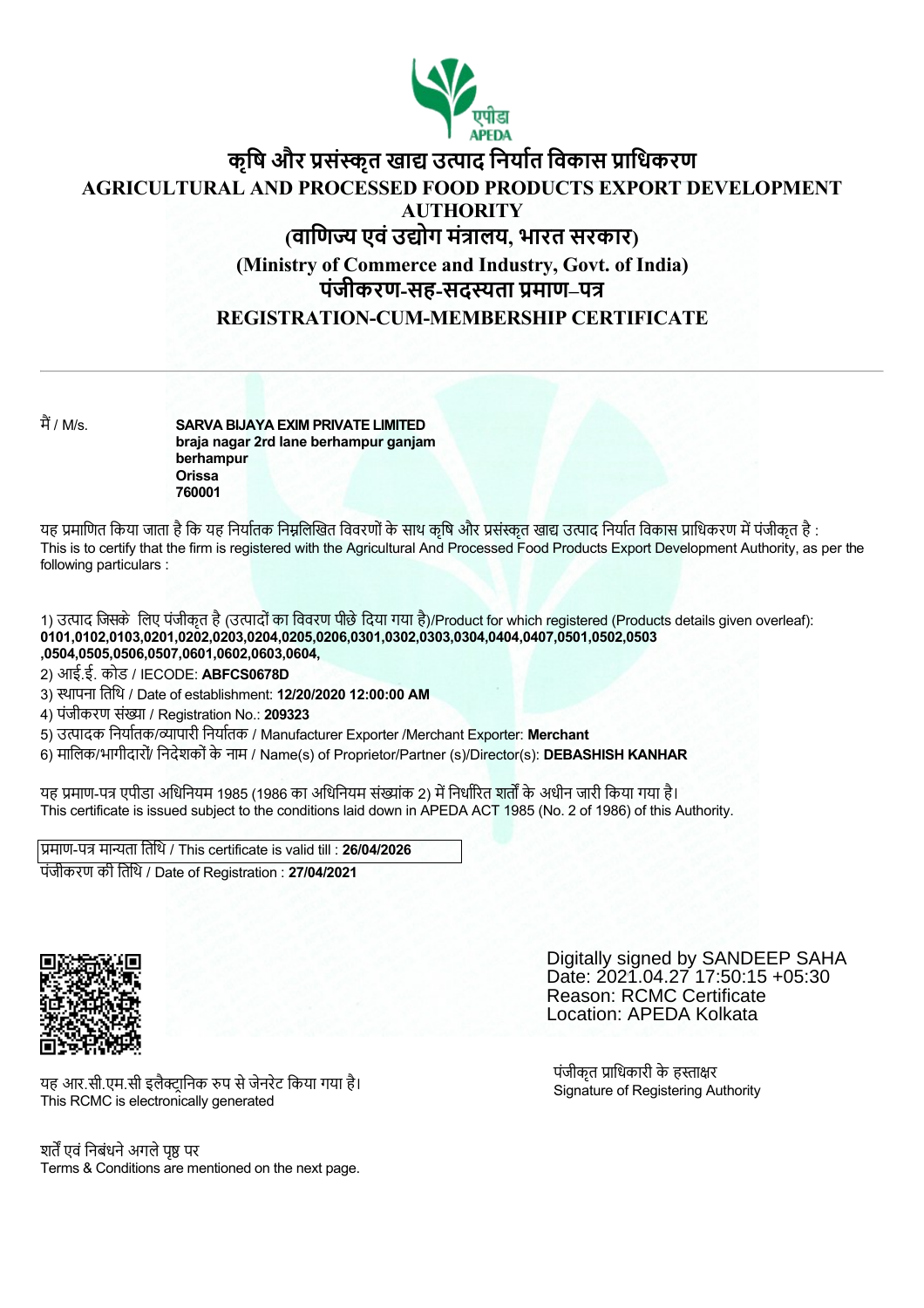# कृषि और प्रसंस्कृत खाद्य उत्पाद निर्यात विकास प्राधिकरण

# AGRICULTURAL AND PROCESSED FOOD PRODUCTS EXPORT DEVELOPMENT AUTHORITY

## (वाणिज्य एवं उद्योग मंत्रालय, भारत सरकार)

## (Ministry of Commerce and Industry, Govt. of India)

## पंजीकरण-सह-सदस्यता प्रमाण–पत्र

## REGISTRATION-CUM-MEMBERSHIP CERTIFICATE

---

मैं / M/s. **SARVA BIJAYA EXIM PRIVATE LIMITED**
**braja nagar 2rd lane berhampur ganjam**
**berhampur**
**Orissa**
**760001**

यह प्रमाणित किया जाता है कि यह निर्यातक निम्नलिखित विवरणों के साथ कृषि और प्रसंस्कृत खाद्य उत्पाद निर्यात विकास प्राधिकरण में पंजीकृत है :
This is to certify that the firm is registered with the Agricultural And Processed Food Products Export Development Authority, as per the following particulars :

1) उत्पाद जिसके लिए पंजीकृत है (उत्पादों का विवरण पीछे दिया गया है)/Product for which registered (Products details given overleaf): **0101,0102,0103,0201,0202,0203,0204,0205,0206,0301,0302,0303,0304,0404,0407,0501,0502,0503 ,0504,0505,0506,0507,0601,0602,0603,0604,**
2) आई.ई. कोड / IECODE: **ABFCS0678D**
3) स्थापना तिथि / Date of establishment: **12/20/2020 12:00:00 AM**
4) पंजीकरण संख्या / Registration No.: **209323**
5) उत्पादक निर्यातक/व्यापारी निर्यातक / Manufacturer Exporter /Merchant Exporter: **Merchant**
6) मालिक/भागीदारों/ निदेशकों के नाम / Name(s) of Proprietor/Partner (s)/Director(s): **DEBASHISH KANHAR**

यह प्रमाण-पत्र एपीडा अधिनियम 1985 (1986 का अधिनियम संख्यांक 2) में निर्धारित शर्तों के अधीन जारी किया गया है।
This certificate is issued subject to the conditions laid down in APEDA ACT 1985 (No. 2 of 1986) of this Authority.

प्रमाण-पत्र मान्यता तिथि / This certificate is valid till : **26/04/2026**
पंजीकरण की तिथि / Date of Registration : **27/04/2021**

Digitally signed by SANDEEP SAHA
Date: 2021.04.27 17:50:15 +05:30
Reason: RCMC Certificate
Location: APEDA Kolkata

यह आर.सी.एम.सी इलैक्ट्रानिक रुप से जेनरेट किया गया है।
This RCMC is electronically generated

पंजीकृत प्राधिकारी के हस्ताक्षर
Signature of Registering Authority

शर्तें एवं निबंधने अगले पृष्ठ पर
Terms & Conditions are mentioned on the next page.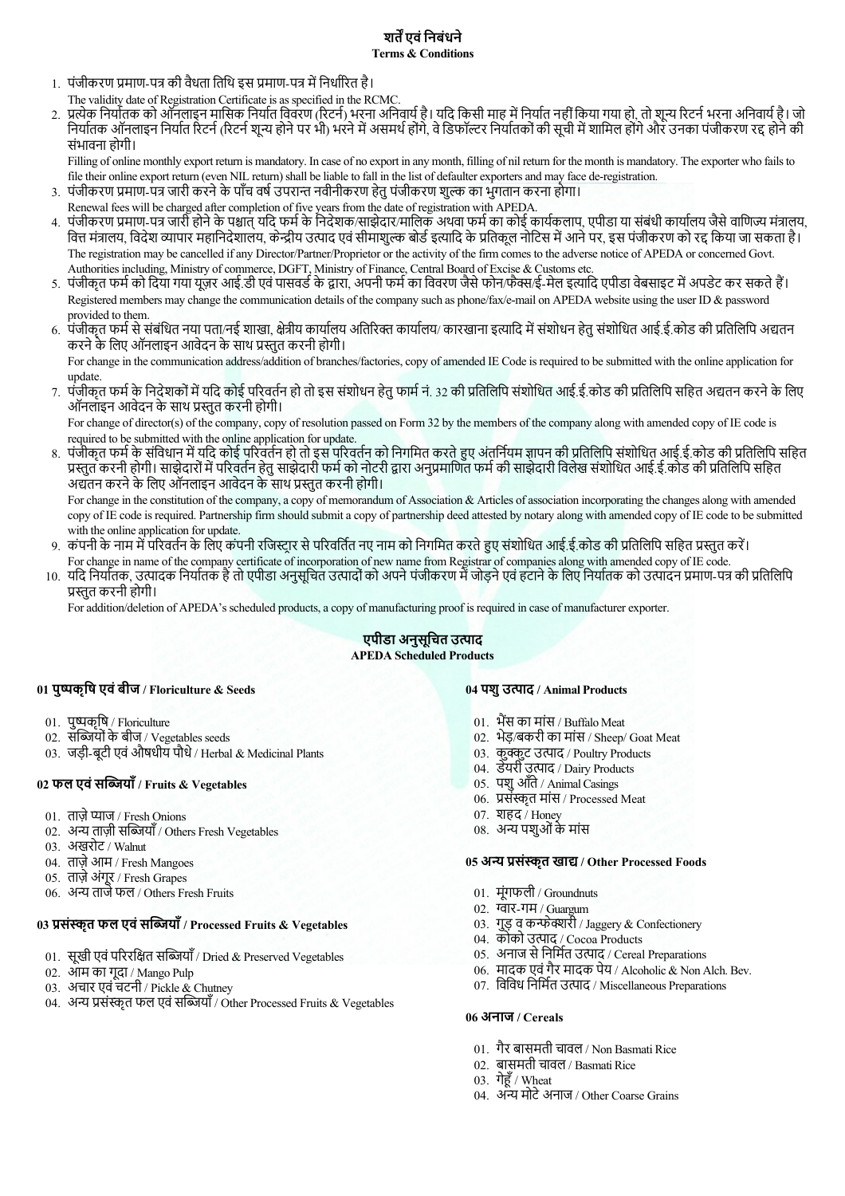## शर्तें एवं निबंधने
**Terms & Conditions**

1. पंजीकरण प्रमाण-पत्र की वैधता तिथि इस प्रमाण-पत्र में निर्धारित है।
   The validity date of Registration Certificate is as specified in the RCMC.
2. प्रत्येक निर्यातक को ऑनलाइन मासिक निर्यात विवरण (रिटर्न) भरना अनिवार्य है। यदि किसी माह में निर्यात नहीं किया गया हो, तो शून्य रिटर्न भरना अनिवार्य है। जो निर्यातक ऑनलाइन निर्यात रिटर्न (रिटर्न शून्य होने पर भी) भरने में असमर्थ होंगे, वे डिफॉल्टर निर्यातकों की सूची में शामिल होंगे और उनका पंजीकरण रद्द होने की संभावना होगी।
   Filling of online monthly export return is mandatory. In case of no export in any month, filling of nil return for the month is mandatory. The exporter who fails to file their online export return (even NIL return) shall be liable to fall in the list of defaulter exporters and may face de-registration.
3. पंजीकरण प्रमाण-पत्र जारी करने के पाँच वर्ष उपरान्त नवीनीकरण हेतु पंजीकरण शुल्क का भुगतान करना होगा।
   Renewal fees will be charged after completion of five years from the date of registration with APEDA.
4. पंजीकरण प्रमाण-पत्र जारी होने के पश्चात् यदि फर्म के निदेशक/साझेदार/मालिक अथवा फर्म का कोई कार्यकलाप, एपीडा या संबंधी कार्यालय जैसे वाणिज्य मंत्रालय, वित्त मंत्रालय, विदेश व्यापार महानिदेशालय, केन्द्रीय उत्पाद एवं सीमाशुल्क बोर्ड इत्यादि के प्रतिकूल नोटिस में आने पर, इस पंजीकरण को रद्द किया जा सकता है।
   The registration may be cancelled if any Director/Partner/Proprietor or the activity of the firm comes to the adverse notice of APEDA or concerned Govt. Authorities including, Ministry of commerce, DGFT, Ministry of Finance, Central Board of Excise & Customs etc.
5. पंजीकृत फर्म को दिया गया यूज़र आई.डी एवं पासवर्ड के द्वारा, अपनी फर्म का विवरण जैसे फोन/फैक्स/ई-मेल इत्यादि एपीडा वेबसाइट में अपडेट कर सकते हैं।
   Registered members may change the communication details of the company such as phone/fax/e-mail on APEDA website using the user ID & password provided to them.
6. पंजीकृत फर्म से संबंधित नया पता/नई शाखा, क्षेत्रीय कार्यालय अतिरिक्त कार्यालय/ कारखाना इत्यादि में संशोधन हेतु संशोधित आई.ई.कोड की प्रतिलिपि अद्यतन करने के लिए ऑनलाइन आवेदन के साथ प्रस्तुत करनी होगी।
   For change in the communication address/addition of branches/factories, copy of amended IE Code is required to be submitted with the online application for update.
7. पंजीकृत फर्म के निदेशकों में यदि कोई परिवर्तन हो तो इस संशोधन हेतु फार्म नं. 32 की प्रतिलिपि संशोधित आई.ई.कोड की प्रतिलिपि सहित अद्यतन करने के लिए ऑनलाइन आवेदन के साथ प्रस्तुत करनी होगी।
   For change of director(s) of the company, copy of resolution passed on Form 32 by the members of the company along with amended copy of IE code is required to be submitted with the online application for update.
8. पंजीकृत फर्म के संविधान में यदि कोई परिवर्तन हो तो इस परिवर्तन को निगमित करते हुए अंतर्नियम ज्ञापन की प्रतिलिपि संशोधित आई.ई.कोड की प्रतिलिपि सहित प्रस्तुत करनी होगी। साझेदारों में परिवर्तन हेतु साझेदारी फर्म को नोटरी द्वारा अनुप्रमाणित फर्म की साझेदारी विलेख संशोधित आई.ई.कोड की प्रतिलिपि सहित अद्यतन करने के लिए ऑनलाइन आवेदन के साथ प्रस्तुत करनी होगी।
   For change in the constitution of the company, a copy of memorandum of Association & Articles of association incorporating the changes along with amended copy of IE code is required. Partnership firm should submit a copy of partnership deed attested by notary along with amended copy of IE code to be submitted with the online application for update.
9. कंपनी के नाम में परिवर्तन के लिए कंपनी रजिस्ट्रार से परिवर्तित नए नाम को निगमित करते हुए संशोधित आई.ई.कोड की प्रतिलिपि सहित प्रस्तुत करें।
   For change in name of the company certificate of incorporation of new name from Registrar of companies along with amended copy of IE code.
10. यदि निर्यातक, उत्पादक निर्यातक है तो एपीडा अनुसूचित उत्पादों को अपने पंजीकरण में जोड़ने एवं हटाने के लिए निर्यातक को उत्पादन प्रमाण-पत्र की प्रतिलिपि प्रस्तुत करनी होगी।
    For addition/deletion of APEDA's scheduled products, a copy of manufacturing proof is required in case of manufacturer exporter.

## एपीडा अनुसूचित उत्पाद
**APEDA Scheduled Products**

### 01 पुष्पकृषि एवं बीज / Floriculture & Seeds

01. पुष्पकृषि / Floriculture
02. सब्जियों के बीज / Vegetables seeds
03. जड़ी-बूटी एवं औषधीय पौधे / Herbal & Medicinal Plants

### 02 फल एवं सब्जियाँ / Fruits & Vegetables

01. ताज़े प्याज / Fresh Onions
02. अन्य ताज़ी सब्जियाँ / Others Fresh Vegetables
03. अखरोट / Walnut
04. ताज़े आम / Fresh Mangoes
05. ताज़े अंगूर / Fresh Grapes
06. अन्य ताजे फल / Others Fresh Fruits

### 03 प्रसंस्कृत फल एवं सब्जियाँ / Processed Fruits & Vegetables

01. सूखी एवं परिरक्षित सब्जियाँ / Dried & Preserved Vegetables
02. आम का गूदा / Mango Pulp
03. अचार एवं चटनी / Pickle & Chutney
04. अन्य प्रसंस्कृत फल एवं सब्जियाँ / Other Processed Fruits & Vegetables

### 04 पशु उत्पाद / Animal Products

01. भैंस का मांस / Buffalo Meat
02. भेड़/बकरी का मांस / Sheep/ Goat Meat
03. कुक्कुट उत्पाद / Poultry Products
04. डेयरी उत्पाद / Dairy Products
05. पशु आँते / Animal Casings
06. प्रसंस्कृत मांस / Processed Meat
07. शहद / Honey
08. अन्य पशुओं के मांस

### 05 अन्य प्रसंस्कृत खाद्य / Other Processed Foods

01. मूंगफली / Groundnuts
02. ग्वार-गम / Guargum
03. गुड़ व कन्फेक्शरी / Jaggery & Confectionery
04. कोको उत्पाद / Cocoa Products
05. अनाज से निर्मित उत्पाद / Cereal Preparations
06. मादक एवं गैर मादक पेय / Alcoholic & Non Alch. Bev.
07. विविध निर्मित उत्पाद / Miscellaneous Preparations

### 06 अनाज / Cereals

01. गैर बासमती चावल / Non Basmati Rice
02. बासमती चावल / Basmati Rice
03. गेहूँ / Wheat
04. अन्य मोटे अनाज / Other Coarse Grains